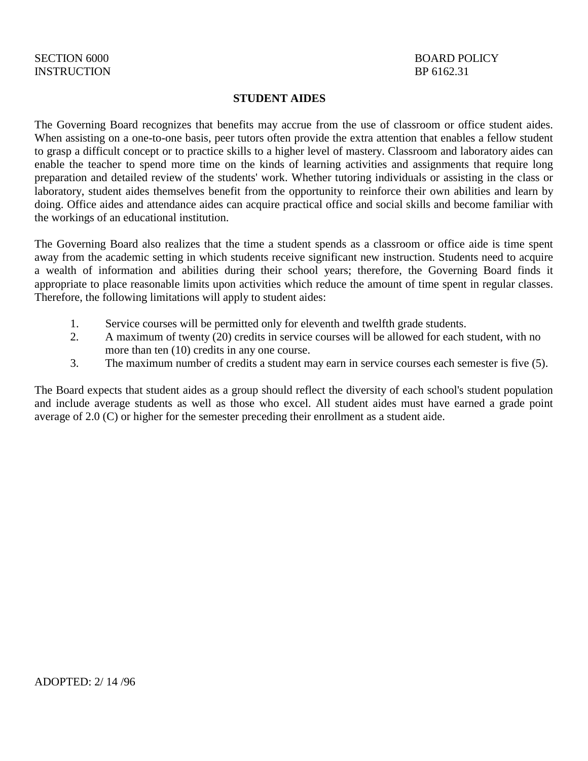SECTION 6000 | BOARD POLICY
INSTRUCTION | BP 6162.31

# STUDENT AIDES

The Governing Board recognizes that benefits may accrue from the use of classroom or office student aides. When assisting on a one-to-one basis, peer tutors often provide the extra attention that enables a fellow student to grasp a difficult concept or to practice skills to a higher level of mastery. Classroom and laboratory aides can enable the teacher to spend more time on the kinds of learning activities and assignments that require long preparation and detailed review of the students' work. Whether tutoring individuals or assisting in the class or laboratory, student aides themselves benefit from the opportunity to reinforce their own abilities and learn by doing. Office aides and attendance aides can acquire practical office and social skills and become familiar with the workings of an educational institution.

The Governing Board also realizes that the time a student spends as a classroom or office aide is time spent away from the academic setting in which students receive significant new instruction. Students need to acquire a wealth of information and abilities during their school years; therefore, the Governing Board finds it appropriate to place reasonable limits upon activities which reduce the amount of time spent in regular classes. Therefore, the following limitations will apply to student aides:

1. Service courses will be permitted only for eleventh and twelfth grade students.
2. A maximum of twenty (20) credits in service courses will be allowed for each student, with no more than ten (10) credits in any one course.
3. The maximum number of credits a student may earn in service courses each semester is five (5).

The Board expects that student aides as a group should reflect the diversity of each school's student population and include average students as well as those who excel. All student aides must have earned a grade point average of 2.0 (C) or higher for the semester preceding their enrollment as a student aide.

ADOPTED: 2/ 14 /96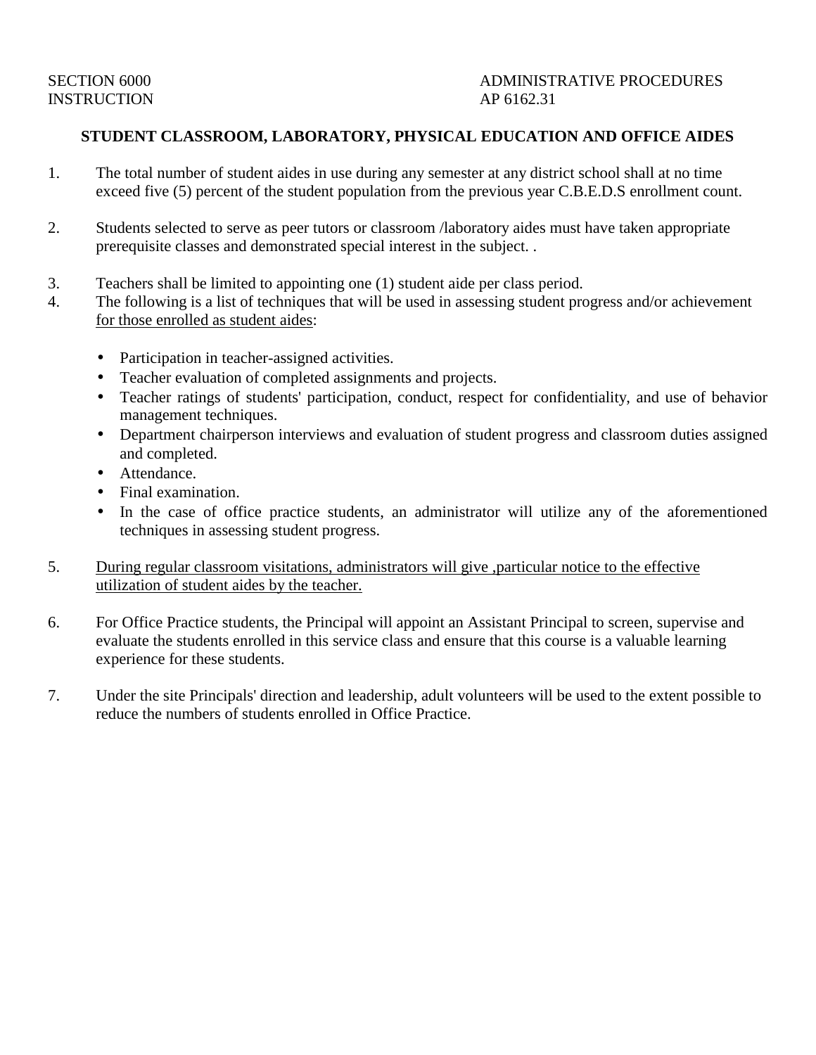SECTION 6000 ADMINISTRATIVE PROCEDURES
INSTRUCTION AP 6162.31

**STUDENT CLASSROOM, LABORATORY, PHYSICAL EDUCATION AND OFFICE AIDES**

1. The total number of student aides in use during any semester at any district school shall at no time exceed five (5) percent of the student population from the previous year C.B.E.D.S enrollment count.

2. Students selected to serve as peer tutors or classroom /laboratory aides must have taken appropriate prerequisite classes and demonstrated special interest in the subject. .

3. Teachers shall be limited to appointing one (1) student aide per class period.

4. The following is a list of techniques that will be used in assessing student progress and/or achievement <u>for those enrolled as student aides</u>:

   - Participation in teacher-assigned activities.
   - Teacher evaluation of completed assignments and projects.
   - Teacher ratings of students' participation, conduct, respect for confidentiality, and use of behavior management techniques.
   - Department chairperson interviews and evaluation of student progress and classroom duties assigned and completed.
   - Attendance.
   - Final examination.
   - In the case of office practice students, an administrator will utilize any of the aforementioned techniques in assessing student progress.

5. <u>During regular classroom visitations, administrators will give ,particular notice to the effective utilization of student aides by the teacher.</u>

6. For Office Practice students, the Principal will appoint an Assistant Principal to screen, supervise and evaluate the students enrolled in this service class and ensure that this course is a valuable learning experience for these students.

7. Under the site Principals' direction and leadership, adult volunteers will be used to the extent possible to reduce the numbers of students enrolled in Office Practice.